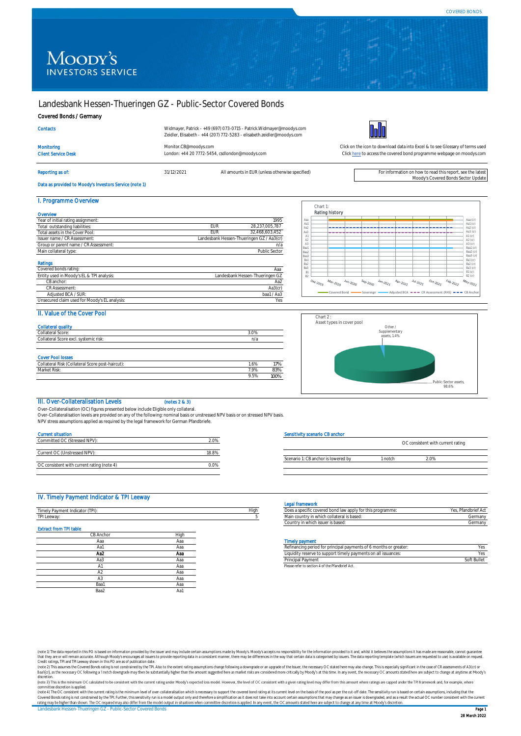# Landesbank Hessen-Thueringen GZ - Public-Sector Covered Bonds

## Covered Bonds / Germany

| | |
|---|---|
| **Contacts** | Widmayer, Patrick - +49 (697) 073-0715 - Patrick.Widmayer@moodys.com<br>Zeidler, Elisabeth - +44 (207) 772-5283 - elisabeth.zeidler@moodys.com |
| **Monitoring** | Monitor.CB@moodys.com |
| **Client Service Desk** | London: +44 20 7772-5454, csdlondon@moodys.com |

Click on the icon to download data into Excel & to see Glossary of terms used
Click here to access the covered bond programme webpage on moodys.com

**Reporting as of:** 31/12/2021 — All amounts in EUR (unless otherwise specified)

For information on how to read this report, see the latest Moody's Covered Bonds Sector Update

**Data as provided to Moody's Investors Service (note 1)**

## I. Programme Overview

### Overview

| | | |
|---|---|---|
| Year of initial rating assignment: | | 1995 |
| Total outstanding liabilities: | EUR | 28,237,005,787 |
| Total assets in the Cover Pool: | EUR | 32,468,603,452 |
| Issuer name / CR Assessment: | | Landesbank Hessen-Thueringen GZ / Aa3(cr) |
| Group or parent name / CR Assessment: | | n/a |
| Main collateral type: | | Public Sector |

### Ratings

| | |
|---|---|
| Covered bonds rating: | Aaa |
| Entity used in Moody's EL & TPI analysis: | Landesbank Hessen-Thueringen GZ |
| CB anchor: | Aa2 |
| CR Assessment: | Aa3(cr) |
| Adjusted BCA / SUR: | baa1 / Aa3 |
| Unsecured claim used for Moody's EL analysis: | Yes |

Chart 1:
Rating history

## II. Value of the Cover Pool

### Collateral quality

| | |
|---|---|
| Collateral Score: | 3.0% |
| Collateral Score excl. systemic risk: | n/a |

### Cover Pool losses

| | | |
|---|---|---|
| Collateral Risk (Collateral Score post-haircut): | 1.6% | 17% |
| Market Risk: | 7.9% | 83% |
| | 9.5% | 100% |

Chart 2 :
Asset types in cover pool

## III. Over-Collateralisation Levels (notes 2 & 3)

Over-Collateralisation (OC) figures presented below include Eligible only collateral.
Over-Collateralisation levels are provided on any of the following: nominal basis or unstressed NPV basis or on stressed NPV basis.
NPV stress assumptions applied as required by the legal framework for German Pfandbriefe.

### Current situation

| | |
|---|---|
| Committed OC (Stressed NPV): | 2.0% |
| Current OC (Unstressed NPV): | 18.8% |
| OC consistent with current rating (note 4) | 0.0% |

### Sensitivity scenario CB anchor

| | | OC consistent with current rating |
|---|---|---|
| Scenario 1: CB anchor is lowered by | 1 notch | 2.0% |

## IV. Timely Payment Indicator & TPI Leeway

| | |
|---|---|
| Timely Payment Indicator (TPI): | High |
| TPI Leeway: | 5 |

### Extract from TPI table

| CB Anchor | High |
|---|---|
| Aaa | Aaa |
| Aa1 | Aaa |
| **Aa2** | **Aaa** |
| Aa3 | Aaa |
| A1 | Aaa |
| A2 | Aaa |
| A3 | Aaa |
| Baa1 | Aaa |
| Baa2 | Aa1 |

### Legal framework

| | |
|---|---|
| Does a specific covered bond law apply for this programme: | Yes, Pfandbrief Act |
| Main country in which collateral is based: | Germany |
| Country in which issuer is based: | Germany |

### Timely payment

| | |
|---|---|
| Refinancing period for principal payments of 6 months or greater: | Yes |
| Liquidity reserve to support timely payments on all issuances: | Yes |
| Principal Payment | Soft Bullet |

Please refer to section 4 of the Pfandbrief Act.

(note 1) The data reported in this PO is based on information provided by the issuer and may include certain assumptions made by Moody's. Moody's accepts no responsibility for the information provided to it and, whilst it believes the assumptions it has made are reasonable, cannot guarantee that they are or will remain accurate. Although Moody's encourages all issuers to provide reporting data in a consistent manner, there may be differences in the way that certain data is categorised by issuers. The data reporting template (which issuers are requested to use) is available on request. Credit ratings, TPI and TPI Leeway shown in this PO are as of publication date.
(note 2) This assumes the Covered Bonds rating is not constrained by the TPI. Also to the extent rating assumptions change following a downgrade or an upgrade of the Issuer, the necessary OC stated here may also change. This is especially significant in the case of CR assessments of A3(cr) or Baa1(cr), as the necessary OC following a 1 notch downgrade may then be substantially higher than the amount suggested here as market risks are considered more critically by Moody's at this time. In any event, the necessary OC amounts stated here are subject to change at anytime at Moody's discretion.
(note 3) This is the minimum OC calculated to be consistent with the current rating under Moody's expected loss model. However, the level of OC consistent with a given rating level may differ from this amount where ratings are capped under the TPI framework and, for example, where committee discretion is applied.
(note 4) The OC consistent with the current rating is the minimum level of over-collateralisation which is necessary to support the covered bond rating at its current level on the basis of the pool as per the cut-off date. The sensitivity run is based on certain assumptions, including that the Covered Bonds rating is not constrained by the TPI. Further, this sensitivity run is a model output only and therefore a simplification as it does not take into account certain assumptions that may change as an issuer is downgraded, and as a result the actual OC number consistent with the current rating may be higher than shown. The OC required may also differ from the model output in situations when committee discretion is applied. In any event, the OC amounts stated here are subject to change at any time at Moody's discretion.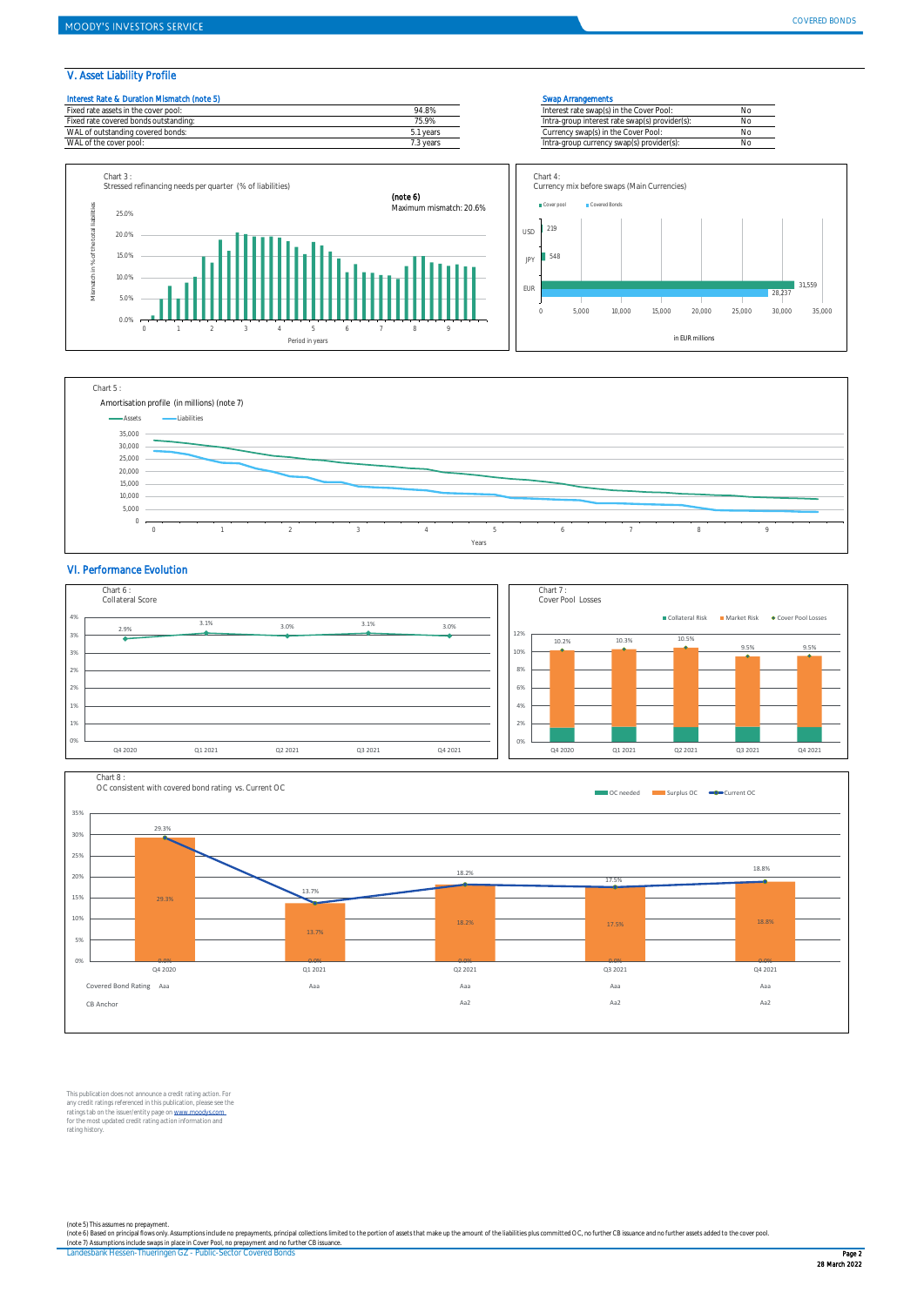## V. Asset Liability Profile

| Interest Rate & Duration Mismatch (note 5) | |
|---|---|
| Fixed rate assets in the cover pool: | 94.8% |
| Fixed rate covered bonds outstanding: | 75.9% |
| WAL of outstanding covered bonds: | 5.1 years |
| WAL of the cover pool: | 7.3 years |

| Swap Arrangements | |
|---|---|
| Interest rate swap(s) in the Cover Pool: | No |
| Intra-group interest rate swap(s) provider(s): | No |
| Currency swap(s) in the Cover Pool: | No |
| Intra-group currency swap(s) provider(s): | No |

Chart 3 :
Stressed refinancing needs per quarter (% of liabilities)

(note 6)
Maximum mismatch: 20.6%

Chart 4:
Currency mix before swaps (Main Currencies)

| Currency | Cover pool | Covered Bonds |
|---|---|---|
| USD | 219 | |
| JPY | 548 | |
| EUR | 31,559 | 28,237 |

in EUR millions

Chart 5 :
Amortisation profile (in millions) (note 7)

## VI. Performance Evolution

Chart 6 :
Collateral Score

| Q4 2020 | Q1 2021 | Q2 2021 | Q3 2021 | Q4 2021 |
|---|---|---|---|---|
| 2.9% | 3.1% | 3.0% | 3.1% | 3.0% |

Chart 7 :
Cover Pool Losses

| | Q4 2020 | Q1 2021 | Q2 2021 | Q3 2021 | Q4 2021 |
|---|---|---|---|---|---|
| Cover Pool Losses | 10.2% | 10.3% | 10.5% | 9.5% | 9.5% |

Chart 8 :
OC consistent with covered bond rating vs. Current OC

| | Q4 2020 | Q1 2021 | Q2 2021 | Q3 2021 | Q4 2021 |
|---|---|---|---|---|---|
| OC needed | 0.0% | 0.0% | 0.0% | 0.0% | 0.0% |
| Surplus OC | 29.3% | 13.7% | 18.2% | 17.5% | 18.8% |
| Current OC | 29.3% | 13.7% | 18.2% | 17.5% | 18.8% |
| Covered Bond Rating | Aaa | Aaa | Aaa | Aaa | Aaa |
| CB Anchor | | | Aa2 | Aa2 | Aa2 |

This publication does not announce a credit rating action. For any credit ratings referenced in this publication, please see the ratings tab on the issuer/entity page on www.moodys.com for the most updated credit rating action information and rating history.

(note 5) This assumes no prepayment.
(note 6) Based on principal flows only. Assumptions include no prepayments, principal collections limited to the portion of assets that make up the amount of the liabilities plus committed OC, no further CB issuance and no further assets added to the cover pool.
(note 7) Assumptions include swaps in place in Cover Pool, no prepayment and no further CB issuance.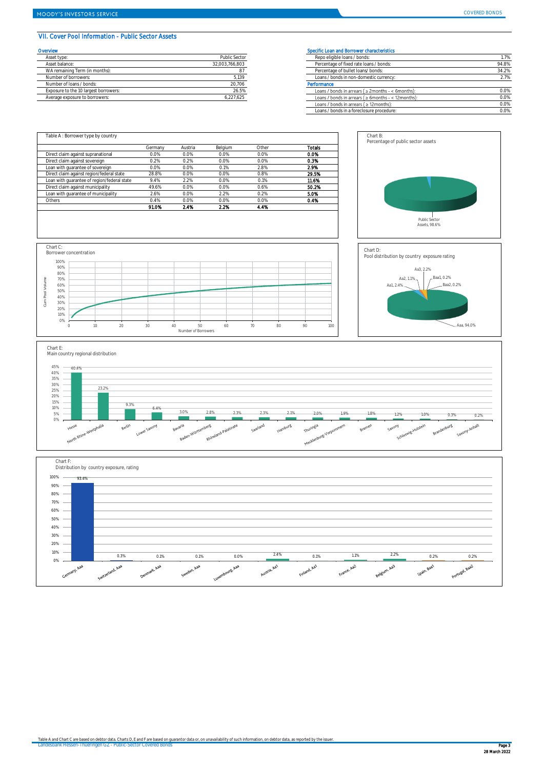## VII. Cover Pool Information - Public Sector Assets

### Overview

| | |
|---|---|
| Asset type: | Public Sector |
| Asset balance: | 32,003,766,803 |
| WA remaining Term (in months): | 87 |
| Number of borrowers: | 5,139 |
| Number of loans / bonds: | 20,706 |
| Exposure to the 10 largest borrowers: | 26.5% |
| Average exposure to borrowers: | 6,227,625 |

### Specific Loan and Borrower characteristics

| | |
|---|---|
| Repo eligible loans / bonds: | 1.7% |
| Percentage of fixed rate loans / bonds: | 94.8% |
| Percentage of bullet loans/ bonds: | 34.2% |
| Loans / bonds in non-domestic currency: | 2.7% |

### Performance

| | |
|---|---|
| Loans / bonds in arrears ( ≥ 2months - < 6months): | 0.0% |
| Loans / bonds in arrears ( ≥ 6months - < 12months): | 0.0% |
| Loans / bonds in arrears ( ≥ 12months): | 0.0% |
| Loans / bonds in a foreclosure procedure: | 0.0% |

**Table A : Borrower type by country**

| | Germany | Austria | Belgium | Other | Totals |
|---|---|---|---|---|---|
| Direct claim against supranational | 0.0% | 0.0% | 0.0% | 0.0% | **0.0%** |
| Direct claim against sovereign | 0.2% | 0.2% | 0.0% | 0.0% | **0.3%** |
| Loan with guarantee of sovereign | 0.0% | 0.0% | 0.1% | 2.8% | **2.9%** |
| Direct claim against region/federal state | 28.8% | 0.0% | 0.0% | 0.8% | **29.5%** |
| Loan with guarantee of region/federal state | 9.4% | 2.2% | 0.0% | 0.1% | **11.6%** |
| Direct claim against municipality | 49.6% | 0.0% | 0.0% | 0.6% | **50.2%** |
| Loan with guarantee of municipality | 2.6% | 0.0% | 2.2% | 0.2% | **5.0%** |
| Others | 0.4% | 0.0% | 0.0% | 0.0% | **0.4%** |
| | **91.0%** | **2.4%** | **2.2%** | **4.4%** | |

**Chart B:** Percentage of public sector assets

Public Sector Assets, 98.6%

**Chart C:** Borrower concentration

(Y-axis: Cum Pool Volume, 0%–100%; X-axis: Number of Borrowers, 0–100)

**Chart D:** Pool distribution by country exposure rating

| Rating | Share |
|---|---|
| Aaa | 94.0% |
| Aa1 | 2.4% |
| Aa2 | 1.1% |
| Aa3 | 2.2% |
| Baa1 | 0.2% |
| Baa2 | 0.2% |

**Chart E:** Main country regional distribution

| Region | Share |
|---|---|
| Hesse | 40.4% |
| North Rhine-Westphalia | 23.2% |
| Berlin | 9.3% |
| Lower Saxony | 6.4% |
| Bavaria | 3.0% |
| Baden-Württemberg | 2.8% |
| Rhineland-Palatinate | 2.3% |
| Saarland | 2.3% |
| Hamburg | 2.1% |
| Thuringia | 2.0% |
| Mecklenburg-Vorpommern | 1.9% |
| Bremen | 1.8% |
| Saxony | 1.2% |
| Schleswig-Holstein | 1.0% |
| Brandenburg | 0.3% |
| Saxony-Anhalt | 0.2% |

**Chart F:** Distribution by country exposure, rating

| Country, Rating | Share |
|---|---|
| Germany, Aaa | 93.4% |
| Switzerland, Aaa | 0.3% |
| Denmark, Aaa | 0.1% |
| Sweden, Aaa | 0.1% |
| Luxembourg, Aaa | 0.0% |
| Austria, Aa1 | 2.4% |
| Finland, Aa1 | 0.1% |
| France, Aa2 | 1.1% |
| Belgium, Aa3 | 2.2% |
| Spain, Baa1 | 0.2% |
| Portugal, Baa2 | 0.2% |

Table A and Chart C are based on debtor data. Charts D, E and F are based on guarantor data or, on unavailability of such information, on debtor data, as reported by the issuer.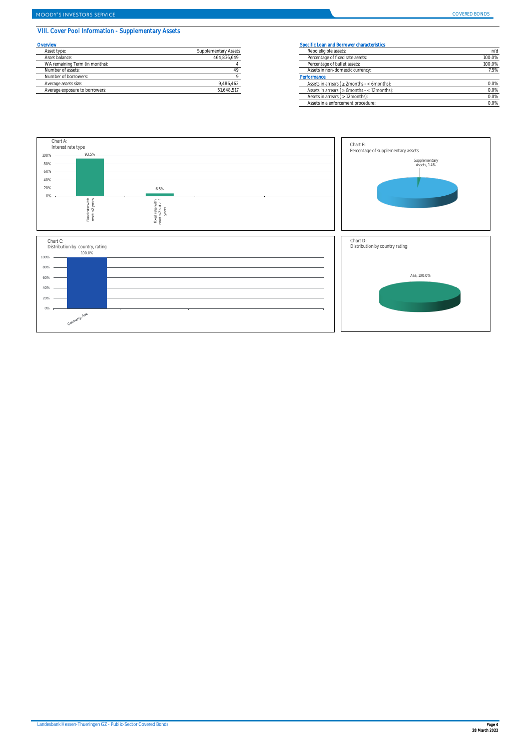## VIII. Cover Pool Information - Supplementary Assets

### Overview

| | |
|---|---|
| Asset type: | Supplementary Assets |
| Asset balance: | 464,836,649 |
| WA remaining Term (in months): | 4 |
| Number of assets: | 49 |
| Number of borrowers: | 9 |
| Average assets size: | 9,486,462 |
| Average exposure to borrowers: | 51,648,517 |

### Specific Loan and Borrower characteristics

| | |
|---|---|
| Repo eligible assets: | n/d |
| Percentage of fixed rate assets: | 100.0% |
| Percentage of bullet assets: | 100.0% |
| Assets in non-domestic currency: | 7.5% |

### Performance

| | |
|---|---|
| Assets in arrears ( ≥ 2months - < 6months): | 0.0% |
| Assets in arrears ( ≥ 6months - < 12months): | 0.0% |
| Assets in arrears ( > 12months): | 0.0% |
| Assets in a enforcement procedure: | 0.0% |

Chart A:
Interest rate type

| Interest rate type | % |
|---|---|
| Fixed rate with reset <2 years | 93.5% |
| Fixed rate with reset ≥ 2 but < 5 years | 6.5% |

Chart B:
Percentage of supplementary assets

Supplementary Assets, 1.4%

Chart C:
Distribution by country, rating

| Country, rating | % |
|---|---|
| Germany, Aaa | 100.0% |

Chart D:
Distribution by country rating

Aaa, 100.0%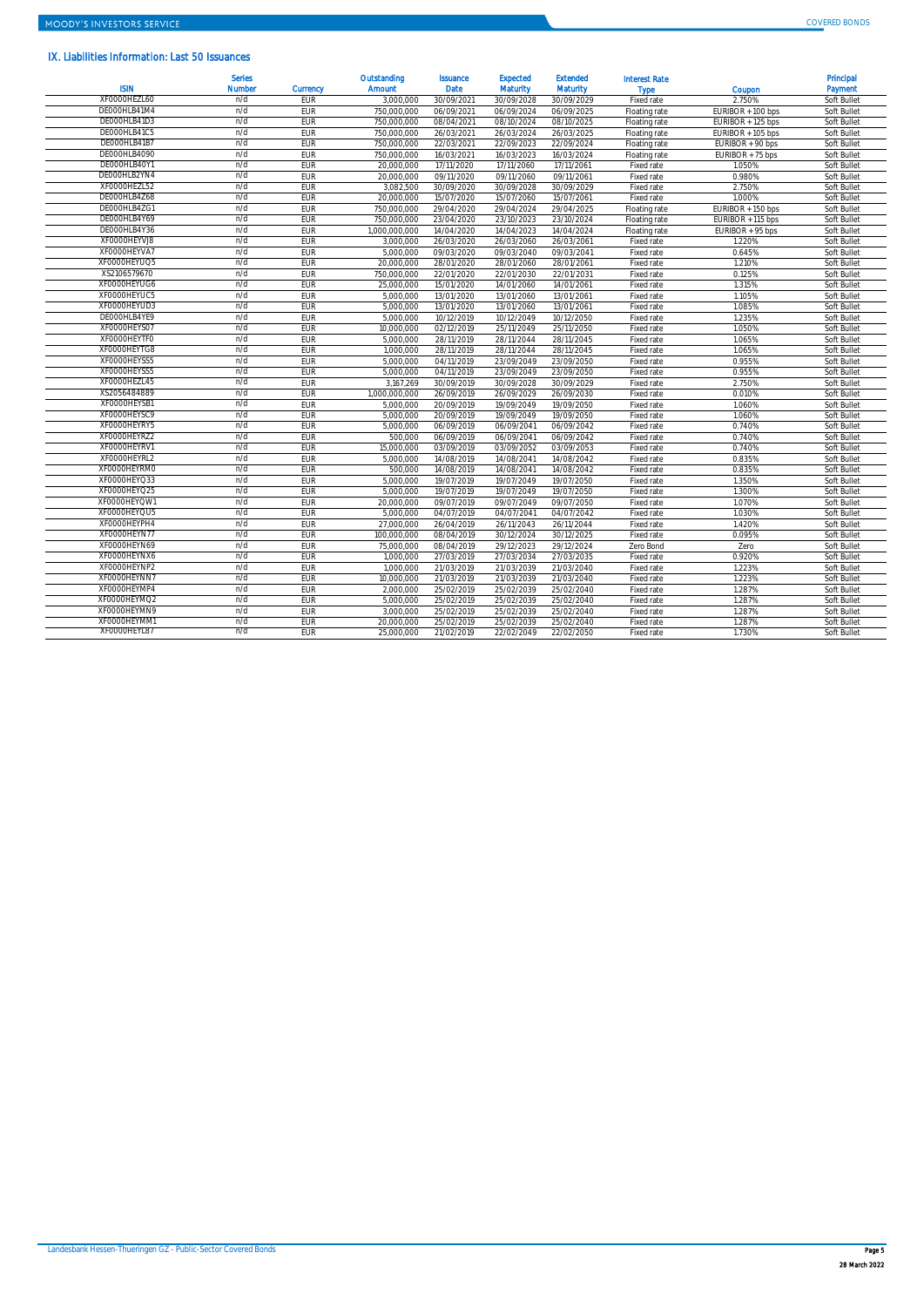## IX. Liabilities Information: Last 50 Issuances

| ISIN | Series Number | Currency | Outstanding Amount | Issuance Date | Expected Maturity | Extended Maturity | Interest Rate Type | Coupon | Principal Payment |
|---|---|---|---|---|---|---|---|---|---|
| XF0000HEZL60 | n/d | EUR | 3,000,000 | 30/09/2021 | 30/09/2028 | 30/09/2029 | Fixed rate | 2.750% | Soft Bullet |
| DE000HLB41M4 | n/d | EUR | 750,000,000 | 06/09/2021 | 06/09/2024 | 06/09/2025 | Floating rate | EURIBOR + 100 bps | Soft Bullet |
| DE000HLB41D3 | n/d | EUR | 750,000,000 | 08/04/2021 | 08/10/2024 | 08/10/2025 | Floating rate | EURIBOR + 125 bps | Soft Bullet |
| DE000HLB41C5 | n/d | EUR | 750,000,000 | 26/03/2021 | 26/03/2024 | 26/03/2025 | Floating rate | EURIBOR + 105 bps | Soft Bullet |
| DE000HLB41B7 | n/d | EUR | 750,000,000 | 22/03/2021 | 22/09/2023 | 22/09/2024 | Floating rate | EURIBOR + 90 bps | Soft Bullet |
| DE000HLB4090 | n/d | EUR | 750,000,000 | 16/03/2021 | 16/03/2023 | 16/03/2024 | Floating rate | EURIBOR + 75 bps | Soft Bullet |
| DE000HLB40Y1 | n/d | EUR | 20,000,000 | 17/11/2020 | 17/11/2060 | 17/11/2061 | Fixed rate | 1.050% | Soft Bullet |
| DE000HLB2YN4 | n/d | EUR | 20,000,000 | 09/11/2020 | 09/11/2060 | 09/11/2061 | Fixed rate | 0.980% | Soft Bullet |
| XF0000HEZL52 | n/d | EUR | 3,082,500 | 30/09/2020 | 30/09/2028 | 30/09/2029 | Fixed rate | 2.750% | Soft Bullet |
| DE000HLB4Z68 | n/d | EUR | 20,000,000 | 15/07/2020 | 15/07/2060 | 15/07/2061 | Fixed rate | 1.000% | Soft Bullet |
| DE000HLB4ZG1 | n/d | EUR | 750,000,000 | 29/04/2020 | 29/04/2024 | 29/04/2025 | Floating rate | EURIBOR + 150 bps | Soft Bullet |
| DE000HLB4Y69 | n/d | EUR | 750,000,000 | 23/04/2020 | 23/10/2023 | 23/10/2024 | Floating rate | EURIBOR + 115 bps | Soft Bullet |
| DE000HLB4Y36 | n/d | EUR | 1,000,000,000 | 14/04/2020 | 14/04/2023 | 14/04/2024 | Floating rate | EURIBOR + 95 bps | Soft Bullet |
| XF0000HEYVJ8 | n/d | EUR | 3,000,000 | 26/03/2020 | 26/03/2060 | 26/03/2061 | Fixed rate | 1.220% | Soft Bullet |
| XF0000HEYVA7 | n/d | EUR | 5,000,000 | 09/03/2020 | 09/03/2040 | 09/03/2041 | Fixed rate | 0.645% | Soft Bullet |
| XF0000HEYUQ5 | n/d | EUR | 20,000,000 | 28/01/2020 | 28/01/2060 | 28/01/2061 | Fixed rate | 1.210% | Soft Bullet |
| XS2106579670 | n/d | EUR | 750,000,000 | 22/01/2020 | 22/01/2030 | 22/01/2031 | Fixed rate | 0.125% | Soft Bullet |
| XF0000HEYUG6 | n/d | EUR | 25,000,000 | 15/01/2020 | 14/01/2060 | 14/01/2061 | Fixed rate | 1.315% | Soft Bullet |
| XF0000HEYUC5 | n/d | EUR | 5,000,000 | 13/01/2020 | 13/01/2060 | 13/01/2061 | Fixed rate | 1.105% | Soft Bullet |
| XF0000HEYUD3 | n/d | EUR | 5,000,000 | 13/01/2020 | 13/01/2060 | 13/01/2061 | Fixed rate | 1.085% | Soft Bullet |
| DE000HLB4YE9 | n/d | EUR | 5,000,000 | 10/12/2019 | 10/12/2049 | 10/12/2050 | Fixed rate | 1.235% | Soft Bullet |
| XF0000HEYS07 | n/d | EUR | 10,000,000 | 02/12/2019 | 25/11/2049 | 25/11/2050 | Fixed rate | 1.050% | Soft Bullet |
| XF0000HEYTF0 | n/d | EUR | 5,000,000 | 28/11/2019 | 28/11/2044 | 28/11/2045 | Fixed rate | 1.065% | Soft Bullet |
| XF0000HEYTG8 | n/d | EUR | 1,000,000 | 28/11/2019 | 28/11/2044 | 28/11/2045 | Fixed rate | 1.065% | Soft Bullet |
| XF0000HEYSS5 | n/d | EUR | 5,000,000 | 04/11/2019 | 23/09/2049 | 23/09/2050 | Fixed rate | 0.955% | Soft Bullet |
| XF0000HEYSS5 | n/d | EUR | 5,000,000 | 04/11/2019 | 23/09/2049 | 23/09/2050 | Fixed rate | 0.955% | Soft Bullet |
| XF0000HEZL45 | n/d | EUR | 3,167,269 | 30/09/2019 | 30/09/2028 | 30/09/2029 | Fixed rate | 2.750% | Soft Bullet |
| XS2056484889 | n/d | EUR | 1,000,000,000 | 26/09/2019 | 26/09/2029 | 26/09/2030 | Fixed rate | 0.010% | Soft Bullet |
| XF0000HEYSB1 | n/d | EUR | 5,000,000 | 20/09/2019 | 19/09/2049 | 19/09/2050 | Fixed rate | 1.060% | Soft Bullet |
| XF0000HEYSC9 | n/d | EUR | 5,000,000 | 20/09/2019 | 19/09/2049 | 19/09/2050 | Fixed rate | 1.060% | Soft Bullet |
| XF0000HEYRY5 | n/d | EUR | 5,000,000 | 06/09/2019 | 06/09/2041 | 06/09/2042 | Fixed rate | 0.740% | Soft Bullet |
| XF0000HEYRZ2 | n/d | EUR | 500,000 | 06/09/2019 | 06/09/2041 | 06/09/2042 | Fixed rate | 0.740% | Soft Bullet |
| XF0000HEYRV1 | n/d | EUR | 15,000,000 | 03/09/2019 | 03/09/2052 | 03/09/2053 | Fixed rate | 0.740% | Soft Bullet |
| XF0000HEYRL2 | n/d | EUR | 5,000,000 | 14/08/2019 | 14/08/2041 | 14/08/2042 | Fixed rate | 0.835% | Soft Bullet |
| XF0000HEYRM0 | n/d | EUR | 500,000 | 14/08/2019 | 14/08/2041 | 14/08/2042 | Fixed rate | 0.835% | Soft Bullet |
| XF0000HEYQ33 | n/d | EUR | 5,000,000 | 19/07/2019 | 19/07/2049 | 19/07/2050 | Fixed rate | 1.350% | Soft Bullet |
| XF0000HEYQ25 | n/d | EUR | 5,000,000 | 19/07/2019 | 19/07/2049 | 19/07/2050 | Fixed rate | 1.300% | Soft Bullet |
| XF0000HEYQW1 | n/d | EUR | 20,000,000 | 09/07/2019 | 09/07/2049 | 09/07/2050 | Fixed rate | 1.070% | Soft Bullet |
| XF0000HEYQU5 | n/d | EUR | 5,000,000 | 04/07/2019 | 04/07/2041 | 04/07/2042 | Fixed rate | 1.030% | Soft Bullet |
| XF0000HEYPH4 | n/d | EUR | 27,000,000 | 26/04/2019 | 26/11/2043 | 26/11/2044 | Fixed rate | 1.420% | Soft Bullet |
| XF0000HEYN77 | n/d | EUR | 100,000,000 | 08/04/2019 | 30/12/2024 | 30/12/2025 | Fixed rate | 0.095% | Soft Bullet |
| XF0000HEYN69 | n/d | EUR | 75,000,000 | 08/04/2019 | 29/12/2023 | 29/12/2024 | Zero Bond | Zero | Soft Bullet |
| XF0000HEYNX6 | n/d | EUR | 1,000,000 | 27/03/2019 | 27/03/2034 | 27/03/2035 | Fixed rate | 0.920% | Soft Bullet |
| XF0000HEYNP2 | n/d | EUR | 1,000,000 | 21/03/2019 | 21/03/2039 | 21/03/2040 | Fixed rate | 1.223% | Soft Bullet |
| XF0000HEYNN7 | n/d | EUR | 10,000,000 | 21/03/2019 | 21/03/2039 | 21/03/2040 | Fixed rate | 1.223% | Soft Bullet |
| XF0000HEYMP4 | n/d | EUR | 2,000,000 | 25/02/2019 | 25/02/2039 | 25/02/2040 | Fixed rate | 1.287% | Soft Bullet |
| XF0000HEYMQ2 | n/d | EUR | 5,000,000 | 25/02/2019 | 25/02/2039 | 25/02/2040 | Fixed rate | 1.287% | Soft Bullet |
| XF0000HEYMN9 | n/d | EUR | 3,000,000 | 25/02/2019 | 25/02/2039 | 25/02/2040 | Fixed rate | 1.287% | Soft Bullet |
| XF0000HEYMM1 | n/d | EUR | 20,000,000 | 25/02/2019 | 25/02/2039 | 25/02/2040 | Fixed rate | 1.287% | Soft Bullet |
| XF0000HEYL87 | n/d | EUR | 25,000,000 | 21/02/2019 | 22/02/2049 | 22/02/2050 | Fixed rate | 1.730% | Soft Bullet |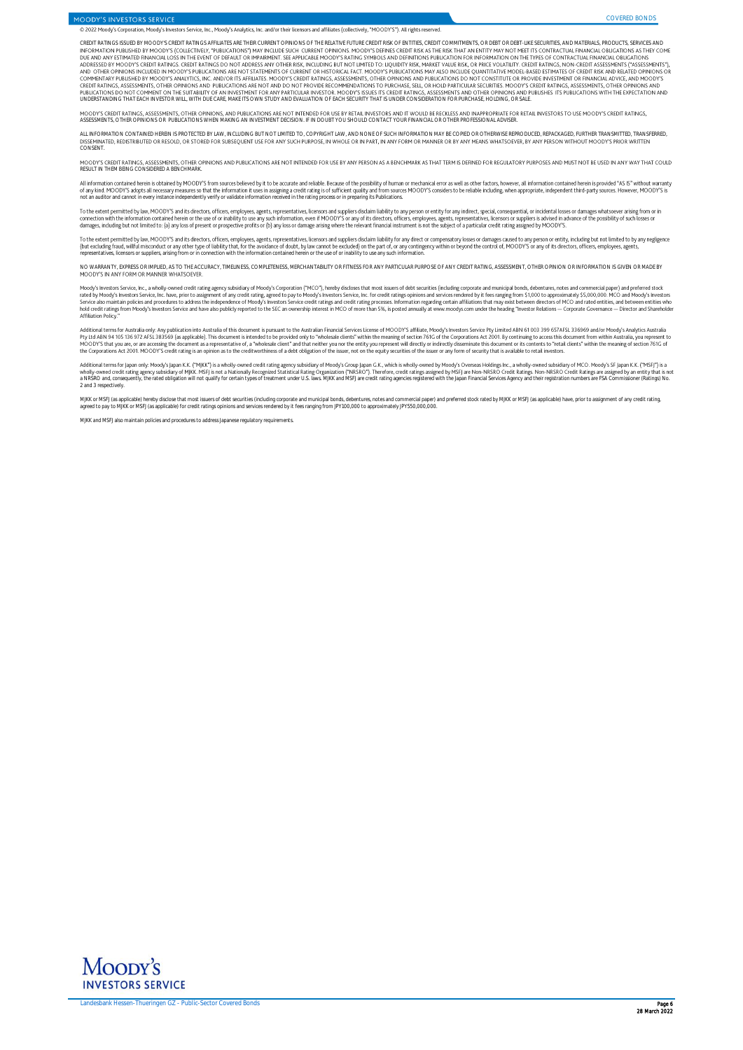© 2022 Moody's Corporation, Moody's Investors Service, Inc., Moody's Analytics, Inc. and/or their licensors and affiliates (collectively, "MOODY'S"). All rights reserved.

CREDIT RATINGS ISSUED BY MOODY'S CREDIT RATINGS AFFILIATES ARE THEIR CURRENT OPINIONS OF THE RELATIVE FUTURE CREDIT RISK OF ENTITIES, CREDIT COMMITMENTS, OR DEBT OR DEBT-LIKE SECURITIES, AND MATERIALS, PRODUCTS, SERVICES AND INFORMATION PUBLISHED BY MOODY'S (COLLECTIVELY, "PUBLICATIONS") MAY INCLUDE SUCH CURRENT OPINIONS. MOODY'S DEFINES CREDIT RISK AS THE RISK THAT AN ENTITY MAY NOT MEET ITS CONTRACTUAL FINANCIAL OBLIGATIONS AS THEY COME DUE AND ANY ESTIMATED FINANCIAL LOSS IN THE EVENT OF DEFAULT OR IMPAIRMENT. SEE APPLICABLE MOODY'S RATING SYMBOLS AND DEFINITIONS PUBLICATION FOR INFORMATION ON THE TYPES OF CONTRACTUAL FINANCIAL OBLIGATIONS ADDRESSED BY MOODY'S CREDIT RATINGS. CREDIT RATINGS DO NOT ADDRESS ANY OTHER RISK, INCLUDING BUT NOT LIMITED TO: LIQUIDITY RISK, MARKET VALUE RISK, OR PRICE VOLATILITY. CREDIT RATINGS, NON-CREDIT ASSESSMENTS ("ASSESSMENTS"), AND OTHER OPINIONS INCLUDED IN MOODY'S PUBLICATIONS ARE NOT STATEMENTS OF CURRENT OR HISTORICAL FACT. MOODY'S PUBLICATIONS MAY ALSO INCLUDE QUANTITATIVE MODEL-BASED ESTIMATES OF CREDIT RISK AND RELATED OPINIONS OR COMMENTARY PUBLISHED BY MOODY'S ANALYTICS, INC. AND/OR ITS AFFILIATES. MOODY'S CREDIT RATINGS, ASSESSMENTS, OTHER OPINIONS AND PUBLICATIONS DO NOT CONSTITUTE OR PROVIDE INVESTMENT OR FINANCIAL ADVICE, AND MOODY'S CREDIT RATINGS, ASSESSMENTS, OTHER OPINIONS AND PUBLICATIONS ARE NOT AND DO NOT PROVIDE RECOMMENDATIONS TO PURCHASE, SELL, OR HOLD PARTICULAR SECURITIES. MOODY'S CREDIT RATINGS, ASSESSMENTS, OTHER OPINIONS AND PUBLICATIONS DO NOT COMMENT ON THE SUITABILITY OF AN INVESTMENT FOR ANY PARTICULAR INVESTOR. MOODY'S ISSUES ITS CREDIT RATINGS, ASSESSMENTS AND OTHER OPINIONS AND PUBLISHES ITS PUBLICATIONS WITH THE EXPECTATION AND UNDERSTANDING THAT EACH INVESTOR WILL, WITH DUE CARE, MAKE ITS OWN STUDY AND EVALUATION OF EACH SECURITY THAT IS UNDER CONSIDERATION FOR PURCHASE, HOLDING, OR SALE.

MOODY'S CREDIT RATINGS, ASSESSMENTS, OTHER OPINIONS, AND PUBLICATIONS ARE NOT INTENDED FOR USE BY RETAIL INVESTORS AND IT WOULD BE RECKLESS AND INAPPROPRIATE FOR RETAIL INVESTORS TO USE MOODY'S CREDIT RATINGS, ASSESSMENTS, OTHER OPINIONS OR PUBLICATIONS WHEN MAKING AN INVESTMENT DECISION. IF IN DOUBT YOU SHOULD CONTACT YOUR FINANCIAL OR OTHER PROFESSIONAL ADVISER.

ALL INFORMATION CONTAINED HEREIN IS PROTECTED BY LAW, INCLUDING BUT NOT LIMITED TO, COPYRIGHT LAW, AND NONE OF SUCH INFORMATION MAY BE COPIED OR OTHERWISE REPRODUCED, REPACKAGED, FURTHER TRANSMITTED, TRANSFERRED, DISSEMINATED, REDISTRIBUTED OR RESOLD, OR STORED FOR SUBSEQUENT USE FOR ANY SUCH PURPOSE, IN WHOLE OR IN PART, IN ANY FORM OR MANNER OR BY ANY MEANS WHATSOEVER, BY ANY PERSON WITHOUT MOODY'S PRIOR WRITTEN CONSENT.

MOODY'S CREDIT RATINGS, ASSESSMENTS, OTHER OPINIONS AND PUBLICATIONS ARE NOT INTENDED FOR USE BY ANY PERSON AS A BENCHMARK AS THAT TERM IS DEFINED FOR REGULATORY PURPOSES AND MUST NOT BE USED IN ANY WAY THAT COULD RESULT IN THEM BEING CONSIDERED A BENCHMARK.

All information contained herein is obtained by MOODY'S from sources believed by it to be accurate and reliable. Because of the possibility of human or mechanical error as well as other factors, however, all information contained herein is provided "AS IS" without warranty of any kind. MOODY'S adopts all necessary measures so that the information it uses in assigning a credit rating is of sufficient quality and from sources MOODY'S considers to be reliable including, when appropriate, independent third-party sources. However, MOODY'S is not an auditor and cannot in every instance independently verify or validate information received in the rating process or in preparing its Publications.

To the extent permitted by law, MOODY'S and its directors, officers, employees, agents, representatives, licensors and suppliers disclaim liability to any person or entity for any indirect, special, consequential, or incidental losses or damages whatsoever arising from or in connection with the information contained herein or the use of or inability to use any such information, even if MOODY'S or any of its directors, officers, employees, agents, representatives, licensors or suppliers is advised in advance of the possibility of such losses or damages, including but not limited to: (a) any loss of present or prospective profits or (b) any loss or damage arising where the relevant financial instrument is not the subject of a particular credit rating assigned by MOODY'S.

To the extent permitted by law, MOODY'S and its directors, officers, employees, agents, representatives, licensors and suppliers disclaim liability for any direct or compensatory losses or damages caused to any person or entity, including but not limited to by any negligence (but excluding fraud, willful misconduct or any other type of liability that, for the avoidance of doubt, by law cannot be excluded) on the part of, or any contingency within or beyond the control of, MOODY'S or any of its directors, officers, employees, agents, representatives, licensors or suppliers, arising from or in connection with the information contained herein or the use of or inability to use any such information.

NO WARRANTY, EXPRESS OR IMPLIED, AS TO THE ACCURACY, TIMELINESS, COMPLETENESS, MERCHANTABILITY OR FITNESS FOR ANY PARTICULAR PURPOSE OF ANY CREDIT RATING, ASSESSMENT, OTHER OPINION OR INFORMATION IS GIVEN OR MADE BY MOODY'S IN ANY FORM OR MANNER WHATSOEVER.

Moody's Investors Service, Inc., a wholly-owned credit rating agency subsidiary of Moody's Corporation ("MCO"), hereby discloses that most issuers of debt securities (including corporate and municipal bonds, debentures, notes and commercial paper) and preferred stock rated by Moody's Investors Service, Inc. have, prior to assignment of any credit rating, agreed to pay to Moody's Investors Service, Inc. for credit ratings opinions and services rendered by it fees ranging from $1,000 to approximately $5,000,000. MCO and Moody's Investors Service also maintain policies and procedures to address the independence of Moody's Investors Service credit ratings and credit rating processes. Information regarding certain affiliations that may exist between directors of MCO and rated entities, and between entities who hold credit ratings from Moody's Investors Service and have also publicly reported to the SEC an ownership interest in MCO of more than 5%, is posted annually at www.moodys.com under the heading "Investor Relations — Corporate Governance — Director and Shareholder Affiliation Policy."

Additional terms for Australia only: Any publication into Australia of this document is pursuant to the Australian Financial Services License of MOODY'S affiliate, Moody's Investors Service Pty Limited ABN 61 003 399 657AFSL 336969 and/or Moody's Analytics Australia Pty Ltd ABN 94 105 136 972 AFSL 383569 (as applicable). This document is intended to be provided only to "wholesale clients" within the meaning of section 761G of the Corporations Act 2001. By continuing to access this document from within Australia, you represent to MOODY'S that you are, or are accessing the document as a representative of, a "wholesale client" and that neither you nor the entity you represent will directly or indirectly disseminate this document or its contents to "retail clients" within the meaning of section 761G of the Corporations Act 2001. MOODY'S credit rating is an opinion as to the creditworthiness of a debt obligation of the issuer, not on the equity securities of the issuer or any form of security that is available to retail investors.

Additional terms for Japan only: Moody's Japan K.K. ("MJKK") is a wholly-owned credit rating agency subsidiary of Moody's Group Japan G.K., which is wholly-owned by Moody's Overseas Holdings Inc., a wholly-owned subsidiary of MCO. Moody's SF Japan K.K. ("MSFJ") is a wholly-owned credit rating agency subsidiary of MJKK. MSFJ is not a Nationally Recognized Statistical Rating Organization ("NRSRO"). Therefore, credit ratings assigned by MSFJ are Non-NRSRO Credit Ratings. Non-NRSRO Credit Ratings are assigned by an entity that is not a NRSRO and, consequently, the rated obligation will not qualify for certain types of treatment under U.S. laws. MJKK and MSFJ are credit rating agencies registered with the Japan Financial Services Agency and their registration numbers are FSA Commissioner (Ratings) No. 2 and 3 respectively.

MJKK or MSFJ (as applicable) hereby disclose that most issuers of debt securities (including corporate and municipal bonds, debentures, notes and commercial paper) and preferred stock rated by MJKK or MSFJ (as applicable) have, prior to assignment of any credit rating, agreed to pay to MJKK or MSFJ (as applicable) for credit ratings opinions and services rendered by it fees ranging from JPY100,000 to approximately JPY550,000,000.

MJKK and MSFJ also maintain policies and procedures to address Japanese regulatory requirements.